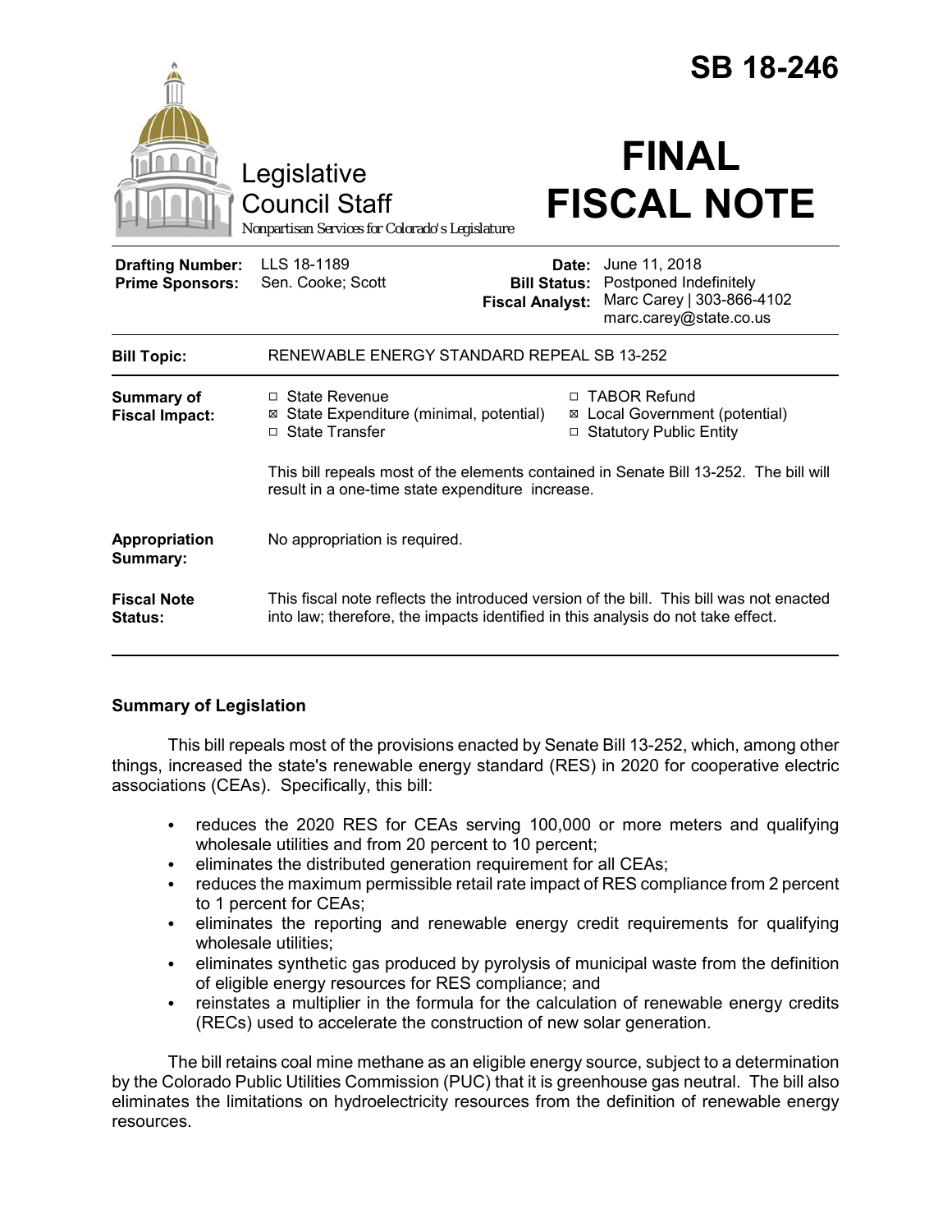# SB 18-246

Legislative Council Staff

*Nonpartisan Services for Colorado's Legislature*

# FINAL FISCAL NOTE

| | | | |
|---|---|---|---|
| **Drafting Number:** | LLS 18-1189 | **Date:** | June 11, 2018 |
| **Prime Sponsors:** | Sen. Cooke; Scott | **Bill Status:** | Postponed Indefinitely |
| | | **Fiscal Analyst:** | Marc Carey \| 303-866-4102 marc.carey@state.co.us |

| | |
|---|---|
| **Bill Topic:** | RENEWABLE ENERGY STANDARD REPEAL SB 13-252 |
| **Summary of Fiscal Impact:** | ☐ State Revenue<br>☒ State Expenditure (minimal, potential)<br>☐ State Transfer<br>☐ TABOR Refund<br>☒ Local Government (potential)<br>☐ Statutory Public Entity<br><br>This bill repeals most of the elements contained in Senate Bill 13-252. The bill will result in a one-time state expenditure increase. |
| **Appropriation Summary:** | No appropriation is required. |
| **Fiscal Note Status:** | This fiscal note reflects the introduced version of the bill. This bill was not enacted into law; therefore, the impacts identified in this analysis do not take effect. |

## Summary of Legislation

This bill repeals most of the provisions enacted by Senate Bill 13-252, which, among other things, increased the state's renewable energy standard (RES) in 2020 for cooperative electric associations (CEAs). Specifically, this bill:

- reduces the 2020 RES for CEAs serving 100,000 or more meters and qualifying wholesale utilities and from 20 percent to 10 percent;
- eliminates the distributed generation requirement for all CEAs;
- reduces the maximum permissible retail rate impact of RES compliance from 2 percent to 1 percent for CEAs;
- eliminates the reporting and renewable energy credit requirements for qualifying wholesale utilities;
- eliminates synthetic gas produced by pyrolysis of municipal waste from the definition of eligible energy resources for RES compliance; and
- reinstates a multiplier in the formula for the calculation of renewable energy credits (RECs) used to accelerate the construction of new solar generation.

The bill retains coal mine methane as an eligible energy source, subject to a determination by the Colorado Public Utilities Commission (PUC) that it is greenhouse gas neutral. The bill also eliminates the limitations on hydroelectricity resources from the definition of renewable energy resources.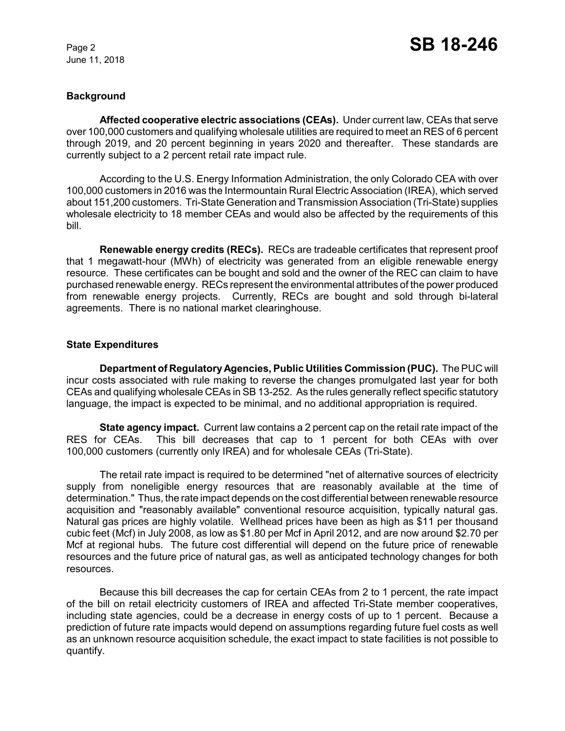## Background

**Affected cooperative electric associations (CEAs).** Under current law, CEAs that serve over 100,000 customers and qualifying wholesale utilities are required to meet an RES of 6 percent through 2019, and 20 percent beginning in years 2020 and thereafter. These standards are currently subject to a 2 percent retail rate impact rule.

According to the U.S. Energy Information Administration, the only Colorado CEA with over 100,000 customers in 2016 was the Intermountain Rural Electric Association (IREA), which served about 151,200 customers. Tri-State Generation and Transmission Association (Tri-State) supplies wholesale electricity to 18 member CEAs and would also be affected by the requirements of this bill.

**Renewable energy credits (RECs).** RECs are tradeable certificates that represent proof that 1 megawatt-hour (MWh) of electricity was generated from an eligible renewable energy resource. These certificates can be bought and sold and the owner of the REC can claim to have purchased renewable energy. RECs represent the environmental attributes of the power produced from renewable energy projects. Currently, RECs are bought and sold through bi-lateral agreements. There is no national market clearinghouse.

## State Expenditures

**Department of Regulatory Agencies, Public Utilities Commission (PUC).** The PUC will incur costs associated with rule making to reverse the changes promulgated last year for both CEAs and qualifying wholesale CEAs in SB 13-252. As the rules generally reflect specific statutory language, the impact is expected to be minimal, and no additional appropriation is required.

**State agency impact.** Current law contains a 2 percent cap on the retail rate impact of the RES for CEAs. This bill decreases that cap to 1 percent for both CEAs with over 100,000 customers (currently only IREA) and for wholesale CEAs (Tri-State).

The retail rate impact is required to be determined "net of alternative sources of electricity supply from noneligible energy resources that are reasonably available at the time of determination." Thus, the rate impact depends on the cost differential between renewable resource acquisition and "reasonably available" conventional resource acquisition, typically natural gas. Natural gas prices are highly volatile. Wellhead prices have been as high as $11 per thousand cubic feet (Mcf) in July 2008, as low as $1.80 per Mcf in April 2012, and are now around $2.70 per Mcf at regional hubs. The future cost differential will depend on the future price of renewable resources and the future price of natural gas, as well as anticipated technology changes for both resources.

Because this bill decreases the cap for certain CEAs from 2 to 1 percent, the rate impact of the bill on retail electricity customers of IREA and affected Tri-State member cooperatives, including state agencies, could be a decrease in energy costs of up to 1 percent. Because a prediction of future rate impacts would depend on assumptions regarding future fuel costs as well as an unknown resource acquisition schedule, the exact impact to state facilities is not possible to quantify.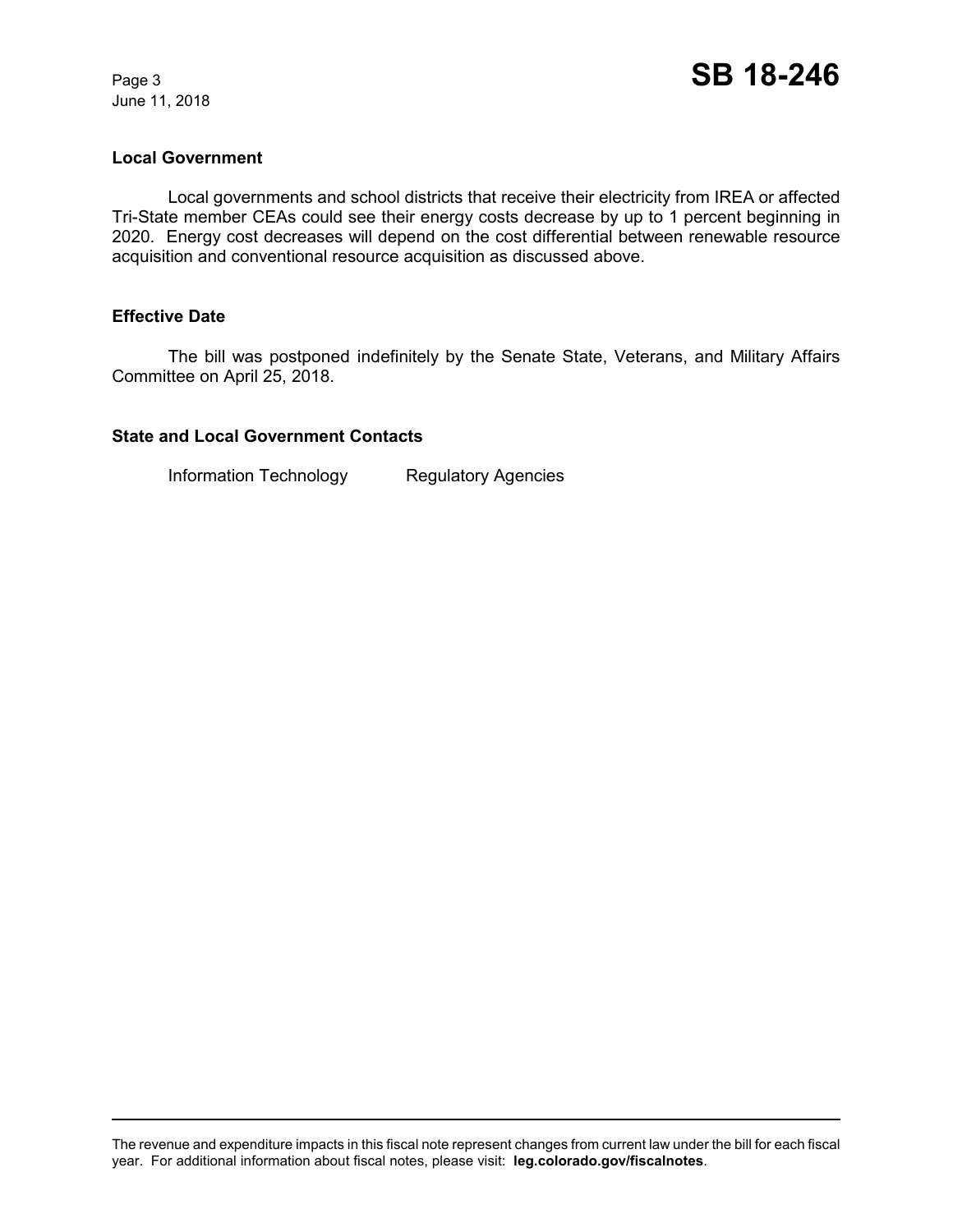### Local Government

Local governments and school districts that receive their electricity from IREA or affected Tri-State member CEAs could see their energy costs decrease by up to 1 percent beginning in 2020. Energy cost decreases will depend on the cost differential between renewable resource acquisition and conventional resource acquisition as discussed above.

### Effective Date

The bill was postponed indefinitely by the Senate State, Veterans, and Military Affairs Committee on April 25, 2018.

### State and Local Government Contacts

Information Technology    Regulatory Agencies

---

The revenue and expenditure impacts in this fiscal note represent changes from current law under the bill for each fiscal year. For additional information about fiscal notes, please visit: **leg.colorado.gov/fiscalnotes**.